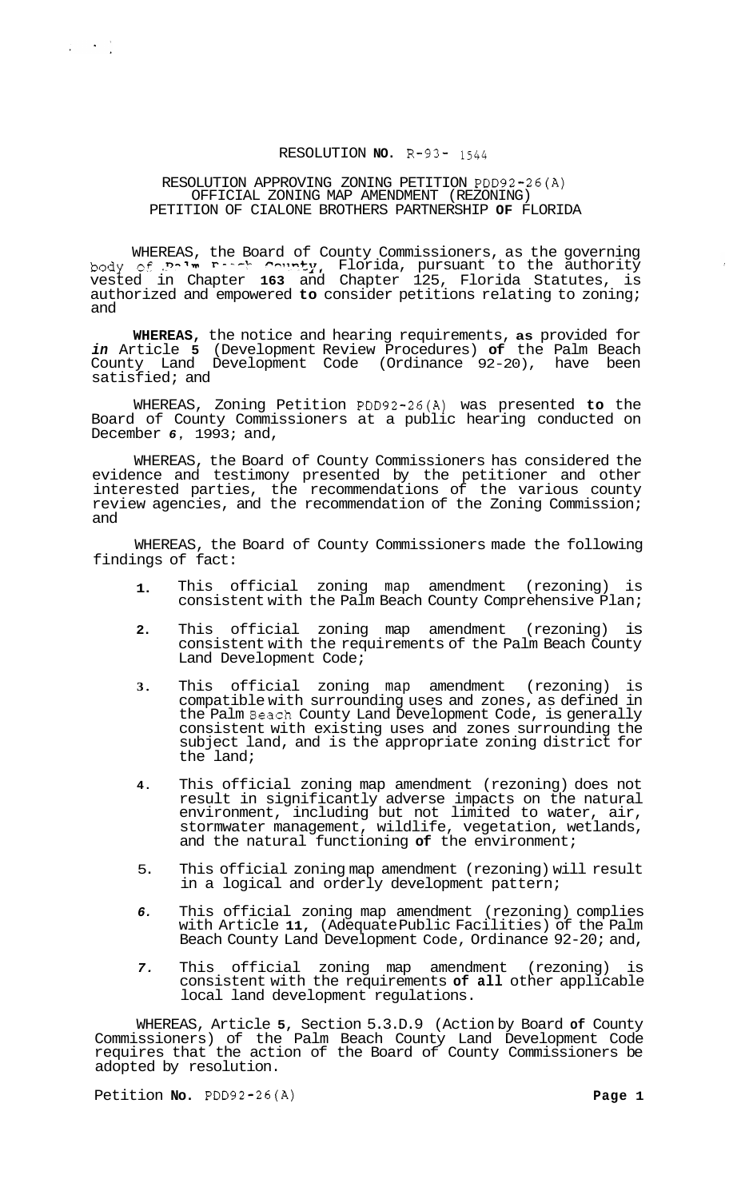# RESOLUTION NO. R-93- 1544

## RESOLUTION APPROVING ZONING PETITION PDD92-26(A) OFFICIAL ZONING MAP AMENDMENT (REZONING) PETITION OF CIALONE BROTHERS PARTNERSHIP OF FLORIDA

WHEREAS, the Board of County Commissioners, as the governing body of Palm Beach County, Florida, pursuant to the authority vested in Chapter 163 and Chapter 125, Florida Statutes, is authorized and empowered to consider petitions relating to zoning; and

WHEREAS, the notice and hearing requirements, as provided for in Article 5 (Development Review Procedures) of the Palm Beach County Land Development Code (Ordinance 92-20), have been satisfied; and

WHEREAS, Zoning Petition PDD92-26(A) was presented to the Board of County Commissioners at a public hearing conducted on December 6, 1993; and,

WHEREAS, the Board of County Commissioners has considered the evidence and testimony presented by the petitioner and other interested parties, the recommendations of the various county review agencies, and the recommendation of the Zoning Commission; and

WHEREAS, the Board of County Commissioners made the following findings of fact:

1. This official zoning map amendment (rezoning) is consistent with the Palm Beach County Comprehensive Plan;

2. This official zoning map amendment (rezoning) is consistent with the requirements of the Palm Beach County Land Development Code;

3. This official zoning map amendment (rezoning) is compatible with surrounding uses and zones, as defined in the Palm Beach County Land Development Code, is generally consistent with existing uses and zones surrounding the subject land, and is the appropriate zoning district for the land;

4. This official zoning map amendment (rezoning) does not result in significantly adverse impacts on the natural environment, including but not limited to water, air, stormwater management, wildlife, vegetation, wetlands, and the natural functioning of the environment;

5. This official zoning map amendment (rezoning) will result in a logical and orderly development pattern;

6. This official zoning map amendment (rezoning) complies with Article 11, (Adequate Public Facilities) of the Palm Beach County Land Development Code, Ordinance 92-20; and,

7. This official zoning map amendment (rezoning) is consistent with the requirements of all other applicable local land development regulations.

WHEREAS, Article 5, Section 5.3.D.9 (Action by Board of County Commissioners) of the Palm Beach County Land Development Code requires that the action of the Board of County Commissioners be adopted by resolution.

Petition No. PDD92-26(A)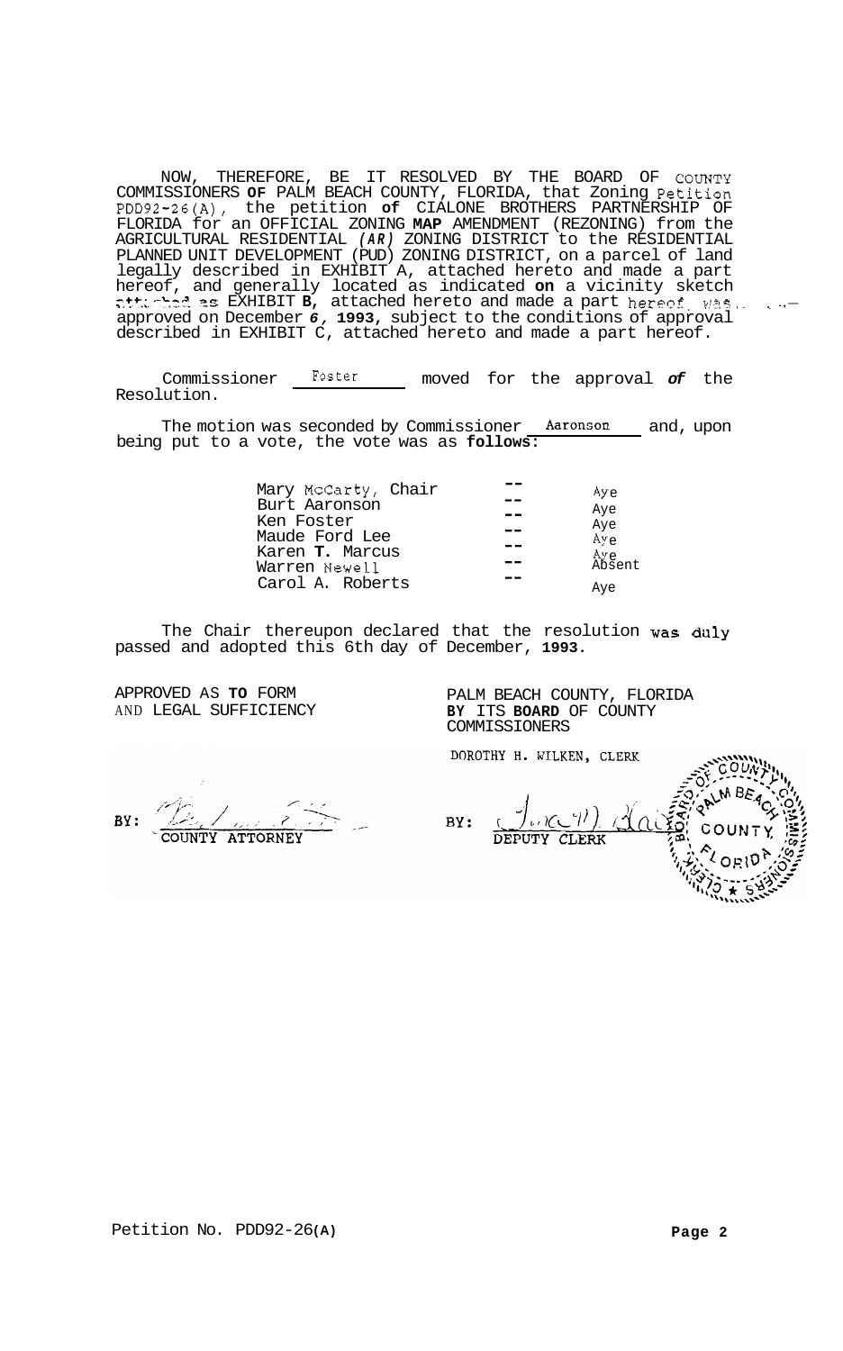NOW, THEREFORE, BE IT RESOLVED BY THE BOARD OF COUNTY COMMISSIONERS OF PALM BEACH COUNTY, FLORIDA, that Zoning Petition PDD92-26(A), the petition of CIALONE BROTHERS PARTNERSHIP OF FLORIDA for an OFFICIAL ZONING MAP AMENDMENT (REZONING) from the AGRICULTURAL RESIDENTIAL *(AR)* ZONING DISTRICT to the RESIDENTIAL PLANNED UNIT DEVELOPMENT (PUD) ZONING DISTRICT, on a parcel of land legally described in EXHIBIT A, attached hereto and made a part hereof, and generally located as indicated on a vicinity sketch attached as EXHIBIT B, attached hereto and made a part hereof, was approved on December 6, 1993, subject to the conditions of approval described in EXHIBIT C, attached hereto and made a part hereof.

Commissioner Foster moved for the approval of the Resolution.

The motion was seconded by Commissioner Aaronson and, upon being put to a vote, the vote was as follows:

| | | |
|---|---|---|
| Mary McCarty, Chair | -- | Aye |
| Burt Aaronson | -- | Aye |
| Ken Foster | -- | Aye |
| Maude Ford Lee | -- | Aye |
| Karen T. Marcus | -- | Aye |
| Warren Newell | -- | Absent |
| Carol A. Roberts | -- | Aye |

The Chair thereupon declared that the resolution was duly passed and adopted this 6th day of December, 1993.

APPROVED AS TO FORM AND LEGAL SUFFICIENCY

BY: ____________________
COUNTY ATTORNEY

PALM BEACH COUNTY, FLORIDA BY ITS BOARD OF COUNTY COMMISSIONERS

DOROTHY H. WILKEN, CLERK

BY: ____________________
DEPUTY CLERK

Petition No. PDD92-26(A)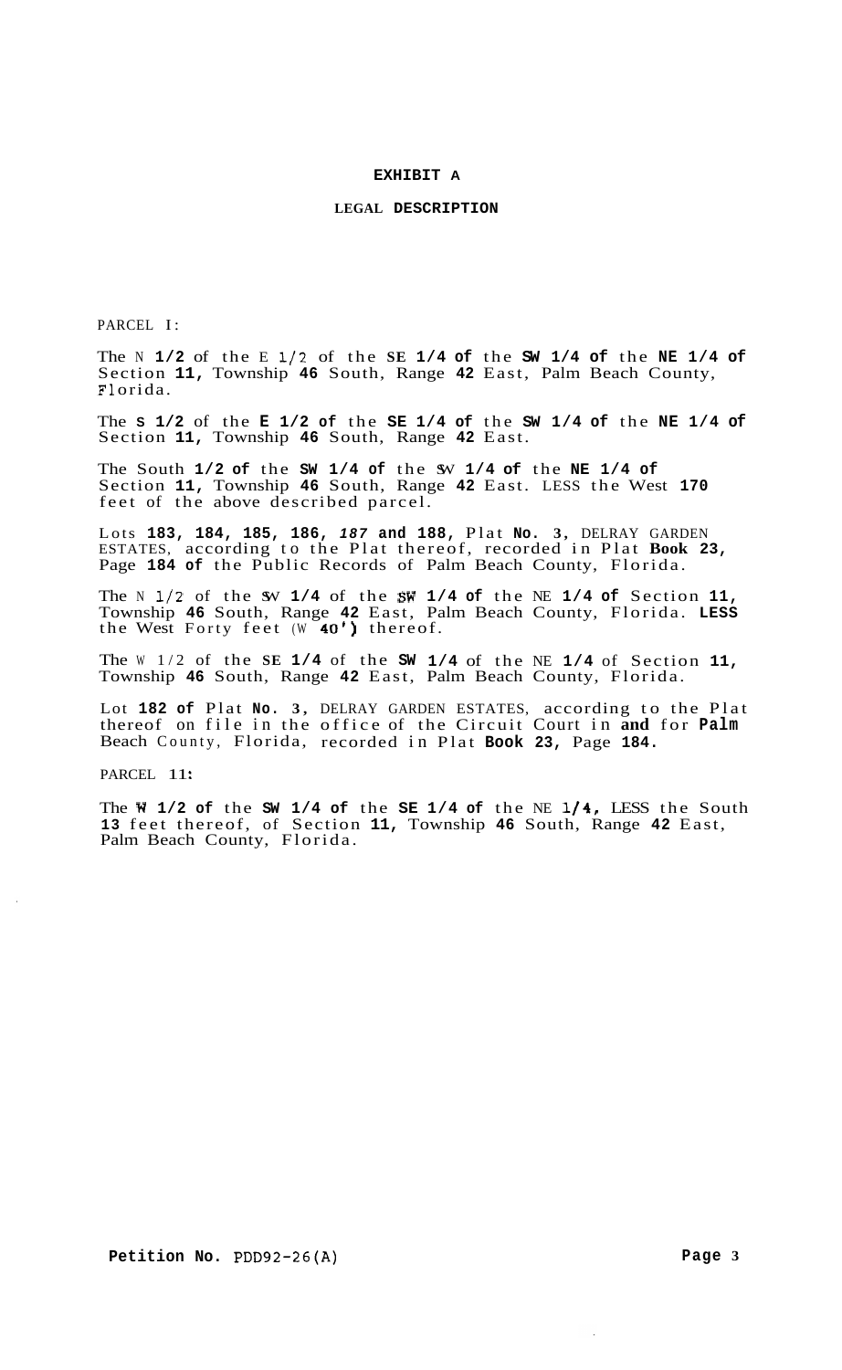# EXHIBIT A

## LEGAL DESCRIPTION

PARCEL I:

The N 1/2 of the E 1/2 of the SE 1/4 of the SW 1/4 of the NE 1/4 of Section 11, Township 46 South, Range 42 East, Palm Beach County, Florida.

The S 1/2 of the E 1/2 of the SE 1/4 of the SW 1/4 of the NE 1/4 of Section 11, Township 46 South, Range 42 East.

The South 1/2 of the SW 1/4 of the SW 1/4 of the NE 1/4 of Section 11, Township 46 South, Range 42 East. LESS the West 170 feet of the above described parcel.

Lots 183, 184, 185, 186, 187 and 188, Plat No. 3, DELRAY GARDEN ESTATES, according to the Plat thereof, recorded in Plat Book 23, Page 184 of the Public Records of Palm Beach County, Florida.

The N 1/2 of the SW 1/4 of the SW 1/4 of the NE 1/4 of Section 11, Township 46 South, Range 42 East, Palm Beach County, Florida. LESS the West Forty feet (W 40') thereof.

The W 1/2 of the SE 1/4 of the SW 1/4 of the NE 1/4 of Section 11, Township 46 South, Range 42 East, Palm Beach County, Florida.

Lot 182 of Plat No. 3, DELRAY GARDEN ESTATES, according to the Plat thereof on file in the office of the Circuit Court in and for Palm Beach County, Florida, recorded in Plat Book 23, Page 184.

PARCEL 11:

The W 1/2 of the SW 1/4 of the SE 1/4 of the NE 1/4, LESS the South 13 feet thereof, of Section 11, Township 46 South, Range 42 East, Palm Beach County, Florida.

**Petition No.** PDD92-26(A)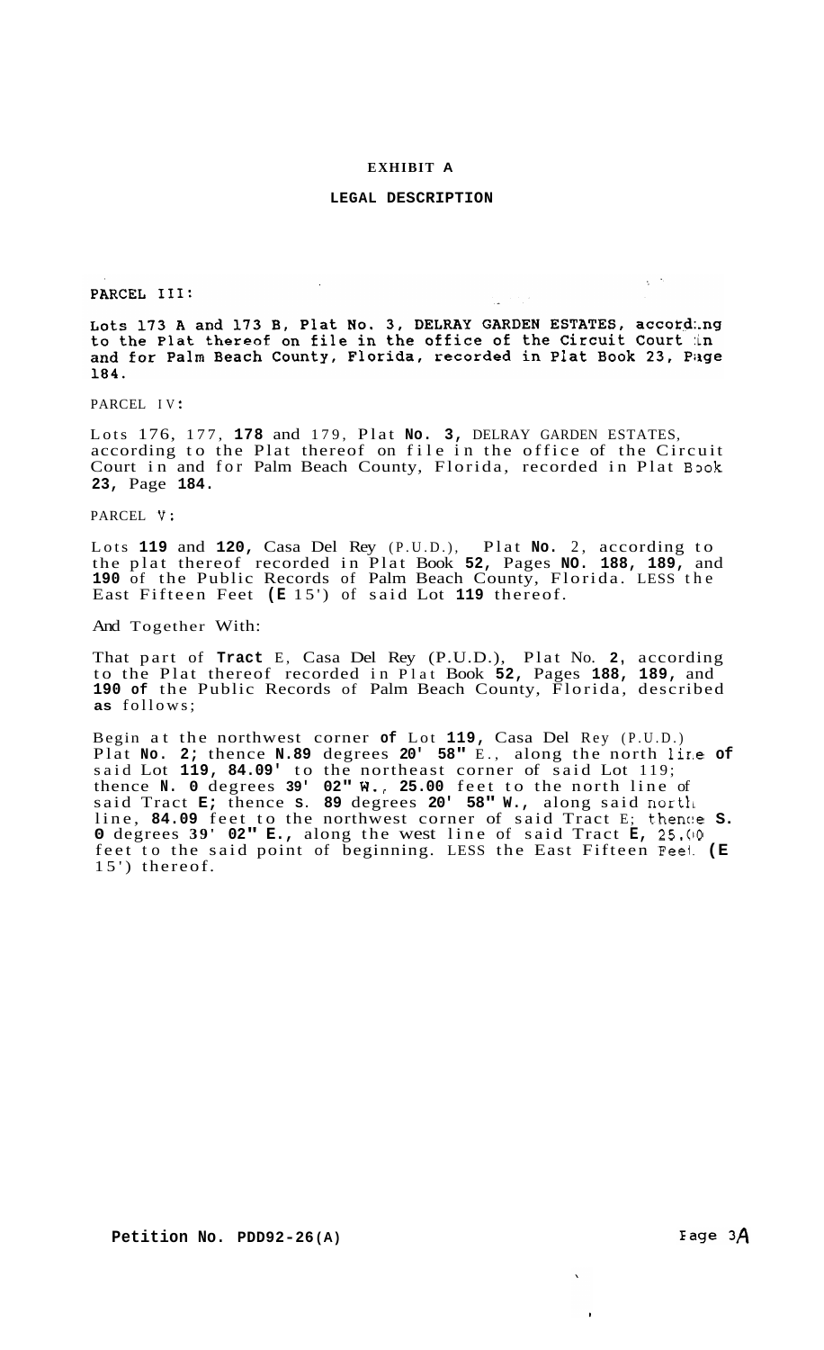# EXHIBIT A

## LEGAL DESCRIPTION

PARCEL III:

Lots 173 A and 173 B, Plat No. 3, DELRAY GARDEN ESTATES, according to the Plat thereof on file in the office of the Circuit Court in and for Palm Beach County, Florida, recorded in Plat Book 23, Page 184.

PARCEL IV:

Lots 176, 177, 178 and 179, Plat No. 3, DELRAY GARDEN ESTATES, according to the Plat thereof on file in the office of the Circuit Court in and for Palm Beach County, Florida, recorded in Plat Book 23, Page 184.

PARCEL V:

Lots 119 and 120, Casa Del Rey (P.U.D.), Plat No. 2, according to the plat thereof recorded in Plat Book 52, Pages NO. 188, 189, and 190 of the Public Records of Palm Beach County, Florida. LESS the East Fifteen Feet (E 15') of said Lot 119 thereof.

And Together With:

That part of Tract E, Casa Del Rey (P.U.D.), Plat No. 2, according to the Plat thereof recorded in Plat Book 52, Pages 188, 189, and 190 of the Public Records of Palm Beach County, Florida, described as follows;

Begin at the northwest corner of Lot 119, Casa Del Rey (P.U.D.) Plat No. 2; thence N.89 degrees 20' 58" E., along the north line of said Lot 119, 84.09' to the northeast corner of said Lot 119; thence N. 0 degrees 39' 02" W., 25.00 feet to the north line of said Tract E; thence S. 89 degrees 20' 58" W., along said north line, 84.09 feet to the northwest corner of said Tract E; thence S. 0 degrees 39' 02" E., along the west line of said Tract E, 25.00 feet to the said point of beginning. LESS the East Fifteen Feet (E 15') thereof.

Petition No. PDD92-26(A)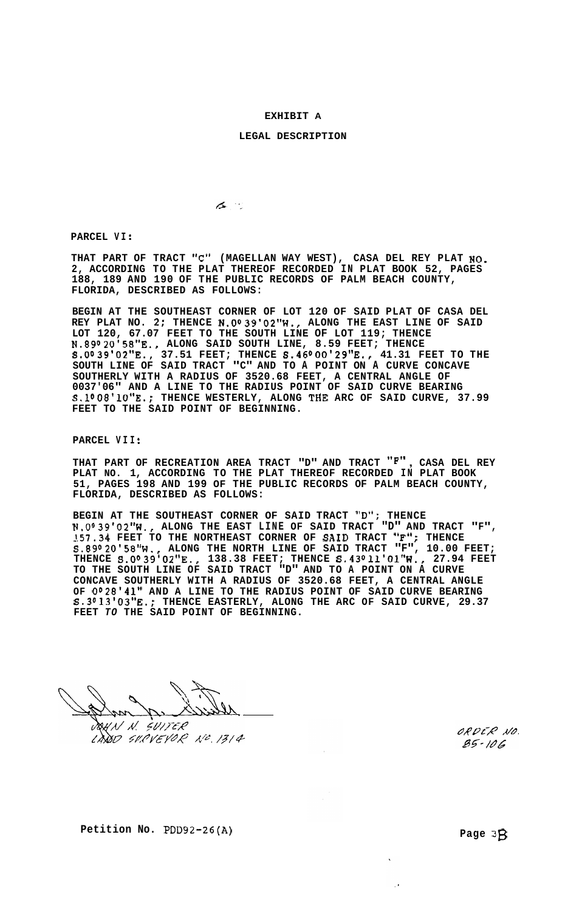# EXHIBIT A

## LEGAL DESCRIPTION

**PARCEL VI:**

**THAT PART OF TRACT "C" (MAGELLAN WAY WEST), CASA DEL REY PLAT NO. 2, ACCORDING TO THE PLAT THEREOF RECORDED IN PLAT BOOK 52, PAGES 188, 189 AND 190 OF THE PUBLIC RECORDS OF PALM BEACH COUNTY, FLORIDA, DESCRIBED AS FOLLOWS:**

**BEGIN AT THE SOUTHEAST CORNER OF LOT 120 OF SAID PLAT OF CASA DEL REY PLAT NO. 2; THENCE N.0° 39'02"W., ALONG THE EAST LINE OF SAID LOT 120, 67.07 FEET TO THE SOUTH LINE OF LOT 119; THENCE N.89° 20'58"E., ALONG SAID SOUTH LINE, 8.59 FEET; THENCE S.0° 39'02"E., 37.51 FEET; THENCE S.46° 00'29"E., 41.31 FEET TO THE SOUTH LINE OF SAID TRACT "C" AND TO A POINT ON A CURVE CONCAVE SOUTHERLY WITH A RADIUS OF 3520.68 FEET, A CENTRAL ANGLE OF 0037'06" AND A LINE TO THE RADIUS POINT OF SAID CURVE BEARING S.1° 08'10"E.; THENCE WESTERLY, ALONG THE ARC OF SAID CURVE, 37.99 FEET TO THE SAID POINT OF BEGINNING.**

**PARCEL VII:**

**THAT PART OF RECREATION AREA TRACT "D" AND TRACT "F", CASA DEL REY PLAT NO. 1, ACCORDING TO THE PLAT THEREOF RECORDED IN PLAT BOOK 51, PAGES 198 AND 199 OF THE PUBLIC RECORDS OF PALM BEACH COUNTY, FLORIDA, DESCRIBED AS FOLLOWS:**

**BEGIN AT THE SOUTHEAST CORNER OF SAID TRACT "D"; THENCE N.0° 39'02"W., ALONG THE EAST LINE OF SAID TRACT "D" AND TRACT "F", 157.34 FEET TO THE NORTHEAST CORNER OF SAID TRACT "F"; THENCE S.89° 20'58"W., ALONG THE NORTH LINE OF SAID TRACT "F", 10.00 FEET; THENCE S.0° 39'02"E., 138.38 FEET; THENCE S.43° 11'01"W., 27.94 FEET TO THE SOUTH LINE OF SAID TRACT "D" AND TO A POINT ON A CURVE CONCAVE SOUTHERLY WITH A RADIUS OF 3520.68 FEET, A CENTRAL ANGLE OF 0° 28'41" AND A LINE TO THE RADIUS POINT OF SAID CURVE BEARING S.3° 13'03"E.; THENCE EASTERLY, ALONG THE ARC OF SAID CURVE, 29.37 FEET TO THE SAID POINT OF BEGINNING.**

JOHN N. SUITER
LAND SURVEYOR NO. 1314

ORDER NO.
85-106

**Petition No.** PDD92-26(A)

**Page** 3B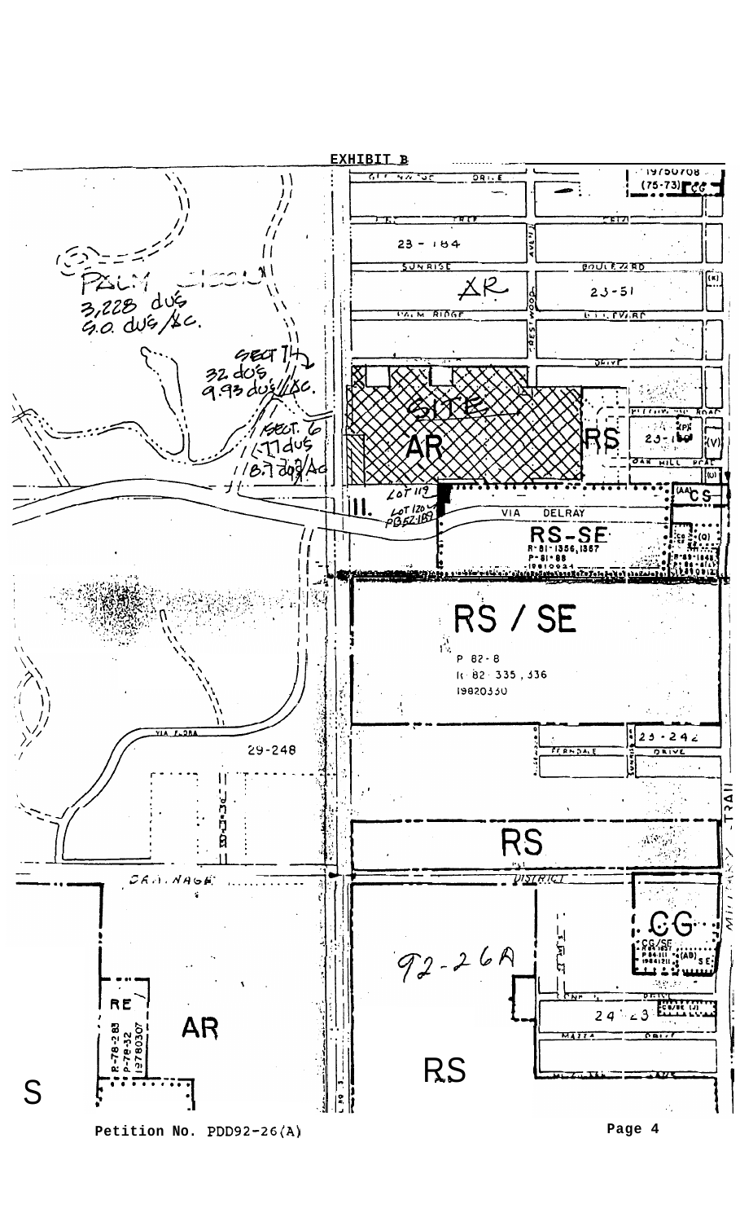**EXHIBIT B**

PALM 3,228 dus 9.0 dus/Ac.

SECT 14 32 dus 9.93 dus/Ac.

SECT. 6 177 dus 8.7 dus/Ac

SITE AR

RS

AR

23 - 184

23 - 51

RS-SE

RS / SE

P 82-8
R 82-335, 336
19820330

29-248

RS

CG

92-26A

AR

RS

Petition No. PDD92-26(A)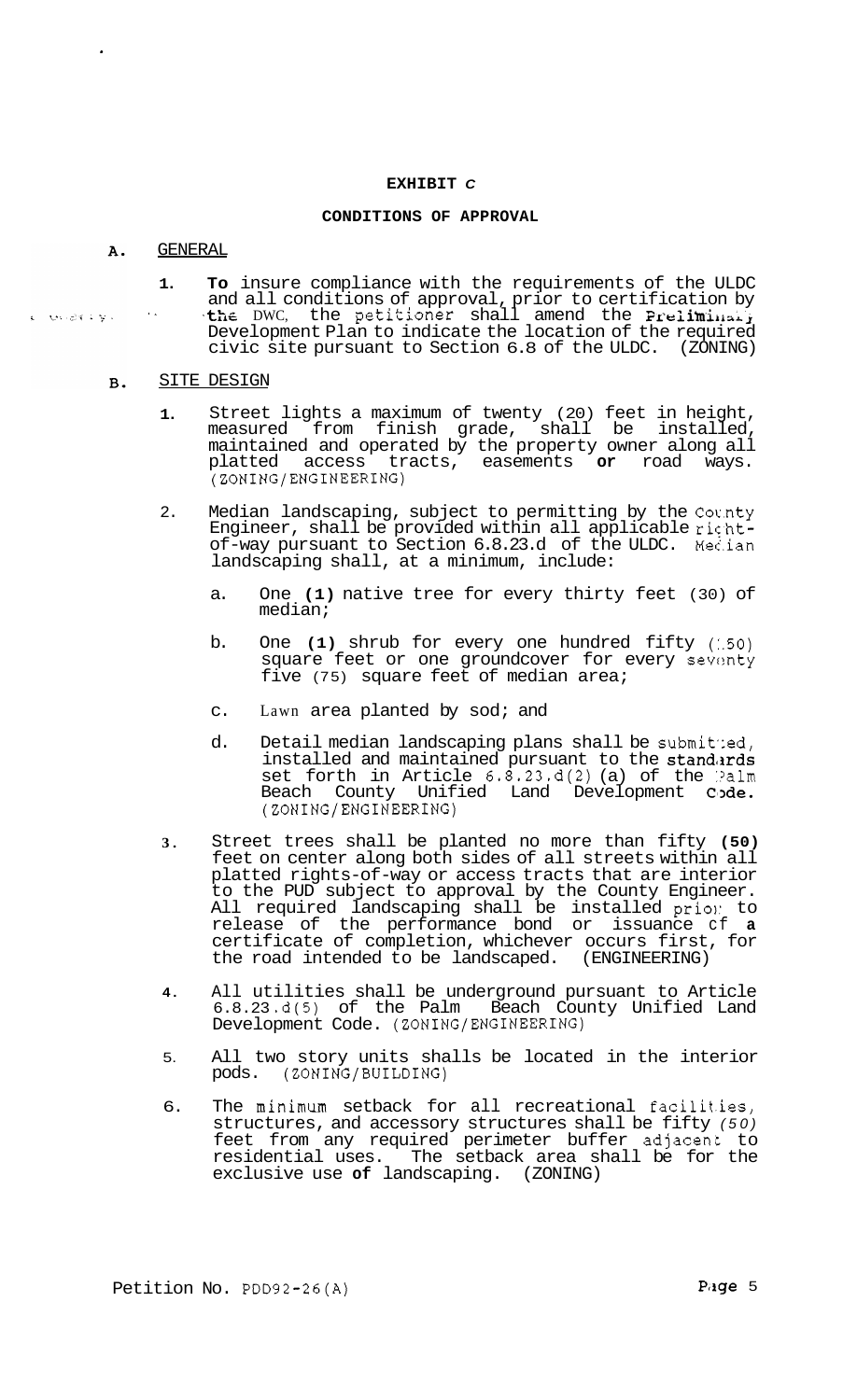**EXHIBIT C**

**CONDITIONS OF APPROVAL**

**A.** GENERAL

1. **To** insure compliance with the requirements of the ULDC and all conditions of approval, prior to certification by the DWC, the petitioner shall amend the Preliminary Development Plan to indicate the location of the required civic site pursuant to Section 6.8 of the ULDC. (ZONING)

**B.** SITE DESIGN

1. Street lights a maximum of twenty (20) feet in height, measured from finish grade, shall be installed, maintained and operated by the property owner along all platted access tracts, easements **or** road ways. (ZONING/ENGINEERING)

2. Median landscaping, subject to permitting by the County Engineer, shall be provided within all applicable right-of-way pursuant to Section 6.8.23.d of the ULDC. Median landscaping shall, at a minimum, include:

   a. One **(1)** native tree for every thirty feet (30) of median;

   b. One **(1)** shrub for every one hundred fifty (150) square feet or one groundcover for every seventy five (75) square feet of median area;

   c. Lawn area planted by sod; and

   d. Detail median landscaping plans shall be submitted, installed and maintained pursuant to the standards set forth in Article 6.8.23.d(2)(a) of the Palm Beach County Unified Land Development Code. (ZONING/ENGINEERING)

3. Street trees shall be planted no more than fifty **(50)** feet on center along both sides of all streets within all platted rights-of-way or access tracts that are interior to the PUD subject to approval by the County Engineer. All required landscaping shall be installed prior to release of the performance bond or issuance of **a** certificate of completion, whichever occurs first, for the road intended to be landscaped. (ENGINEERING)

4. All utilities shall be underground pursuant to Article 6.8.23.d(5) of the Palm Beach County Unified Land Development Code. (ZONING/ENGINEERING)

5. All two story units shalls be located in the interior pods. (ZONING/BUILDING)

6. The minimum setback for all recreational facilities, structures, and accessory structures shall be fifty *(50)* feet from any required perimeter buffer adjacent to residential uses. The setback area shall be for the exclusive use **of** landscaping. (ZONING)

Petition No. PDD92-26(A)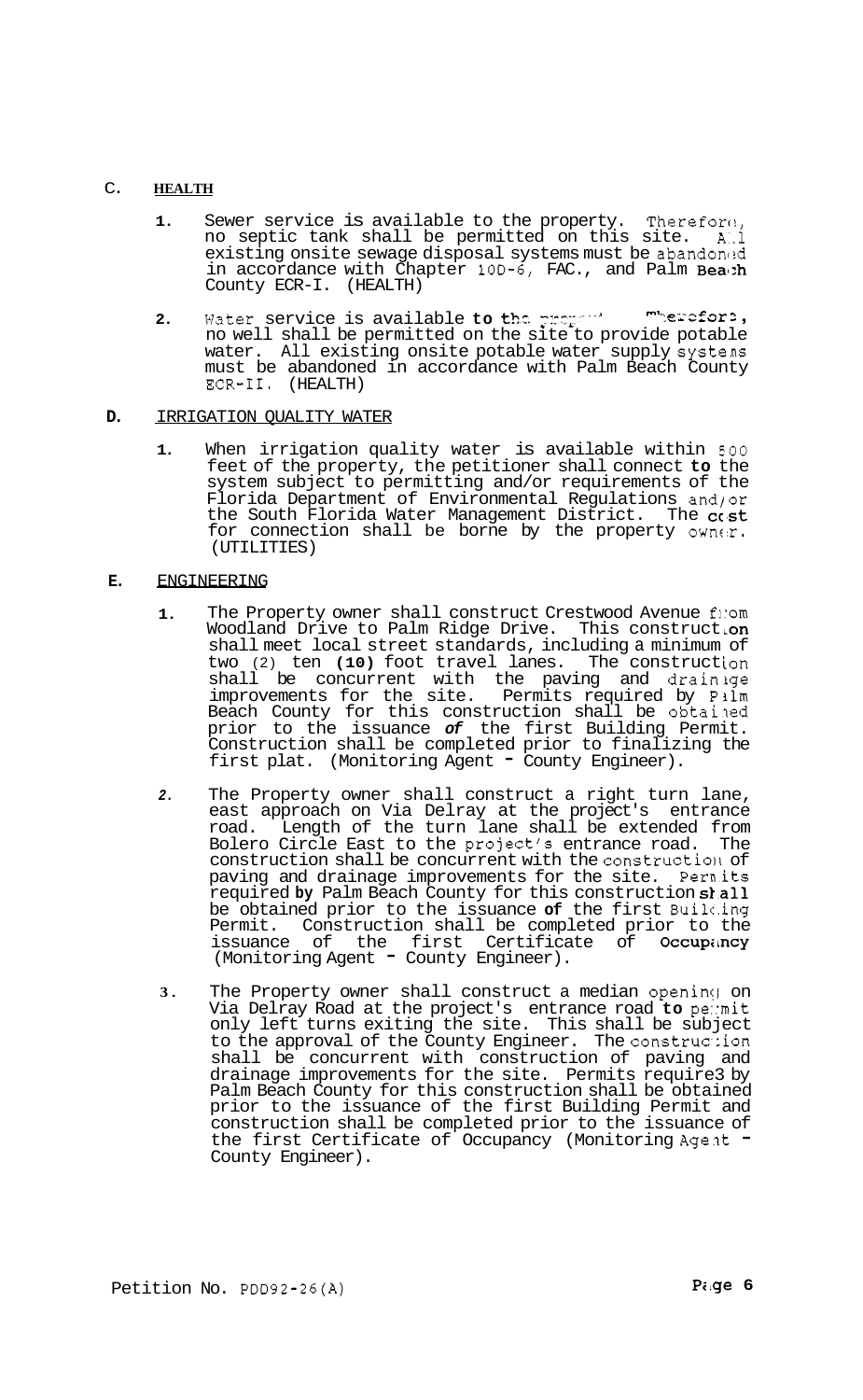## C. HEALTH

1. Sewer service is available to the property. Therefore, no septic tank shall be permitted on this site. All existing onsite sewage disposal systems must be abandoned in accordance with Chapter 10D-6, FAC., and Palm Beach County ECR-I. (HEALTH)

2. Water service is available to the property. Therefore, no well shall be permitted on the site to provide potable water. All existing onsite potable water supply systems must be abandoned in accordance with Palm Beach County ECR-II. (HEALTH)

## D. IRRIGATION QUALITY WATER

1. When irrigation quality water is available within 500 feet of the property, the petitioner shall connect to the system subject to permitting and/or requirements of the Florida Department of Environmental Regulations and/or the South Florida Water Management District. The cost for connection shall be borne by the property owner. (UTILITIES)

## E. ENGINEERING

1. The Property owner shall construct Crestwood Avenue from Woodland Drive to Palm Ridge Drive. This construction shall meet local street standards, including a minimum of two (2) ten **(10)** foot travel lanes. The construction shall be concurrent with the paving and drainage improvements for the site. Permits required by Palm Beach County for this construction shall be obtained prior to the issuance *of* the first Building Permit. Construction shall be completed prior to finalizing the first plat. (Monitoring Agent - County Engineer).

2. The Property owner shall construct a right turn lane, east approach on Via Delray at the project's entrance road. Length of the turn lane shall be extended from Bolero Circle East to the project's entrance road. The construction shall be concurrent with the construction of paving and drainage improvements for the site. Permits required by Palm Beach County for this construction shall be obtained prior to the issuance of the first Building Permit. Construction shall be completed prior to the issuance of the first Certificate of Occupancy (Monitoring Agent - County Engineer).

3. The Property owner shall construct a median opening on Via Delray Road at the project's entrance road to permit only left turns exiting the site. This shall be subject to the approval of the County Engineer. The construction shall be concurrent with construction of paving and drainage improvements for the site. Permits require3 by Palm Beach County for this construction shall be obtained prior to the issuance of the first Building Permit and construction shall be completed prior to the issuance of the first Certificate of Occupancy (Monitoring Agent - County Engineer).

Petition No. PDD92-26(A)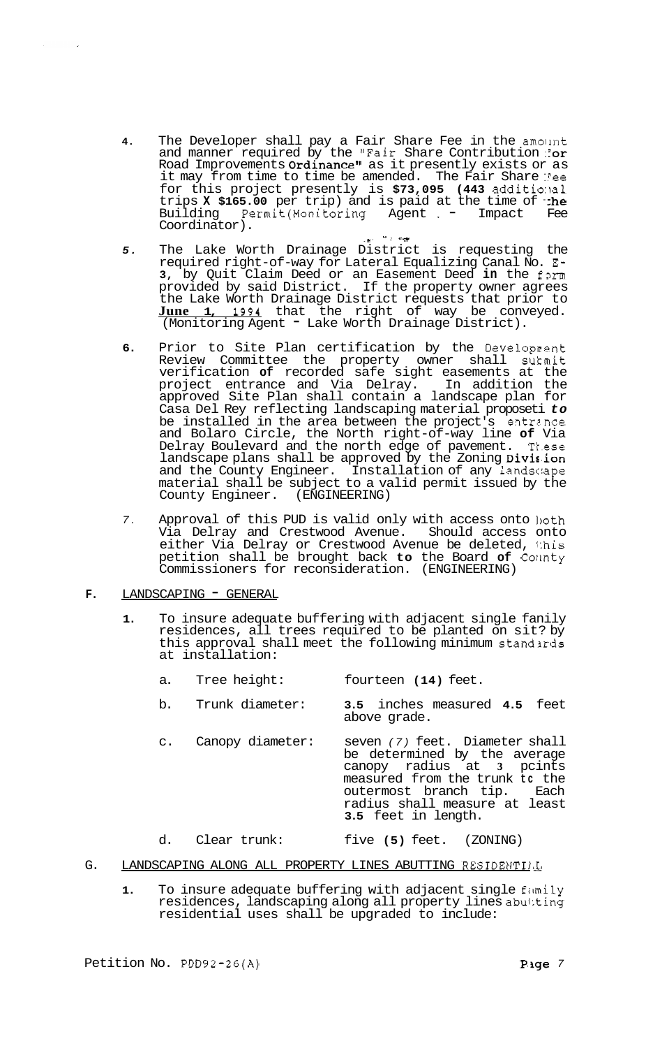4. The Developer shall pay a Fair Share Fee in the amount and manner required by the "Fair Share Contribution for Road Improvements Ordinance" as it presently exists or as it may from time to time be amended. The Fair Share Fee for this project presently is **$73,095 (443** additional trips **X $165.00** per trip) and is paid at the time of the Building Permit(Monitoring Agent - Impact Fee Coordinator).

5. The Lake Worth Drainage District is requesting the required right-of-way for Lateral Equalizing Canal No. E-3, by Quit Claim Deed or an Easement Deed **in** the form provided by said District. If the property owner agrees the Lake Worth Drainage District requests that prior to **June 1, 1994** that the right of way be conveyed. (Monitoring Agent - Lake Worth Drainage District).

6. Prior to Site Plan certification by the Development Review Committee the property owner shall submit verification **of** recorded safe sight easements at the project entrance and Via Delray. In addition the approved Site Plan shall contain a landscape plan for Casa Del Rey reflecting landscaping material proposed *to* be installed in the area between the project's entrance and Bolaro Circle, the North right-of-way line **of** Via Delray Boulevard and the north edge of pavement. These landscape plans shall be approved by the Zoning **Division** and the County Engineer. Installation of any landscape material shall be subject to a valid permit issued by the County Engineer. (ENGINEERING)

7. Approval of this PUD is valid only with access onto both Via Delray and Crestwood Avenue. Should access onto either Via Delray or Crestwood Avenue be deleted, this petition shall be brought back **to** the Board **of** County Commissioners for reconsideration. (ENGINEERING)

**F.** LANDSCAPING - GENERAL

1. To insure adequate buffering with adjacent single fanily residences, all trees required to be planted on sit? by this approval shall meet the following minimum standards at installation:

   a. Tree height: fourteen **(14)** feet.

   b. Trunk diameter: **3.5** inches measured **4.5** feet above grade.

   c. Canopy diameter: seven *(7)* feet. Diameter shall be determined by the average canopy radius at **3** points measured from the trunk to the outermost branch tip. Each radius shall measure at least **3.5** feet in length.

   d. Clear trunk: five **(5)** feet. (ZONING)

G. LANDSCAPING ALONG ALL PROPERTY LINES ABUTTING RESIDENTIAL

1. To insure adequate buffering with adjacent single family residences, landscaping along all property lines abutting residential uses shall be upgraded to include:

Petition No. PDD92-26(A)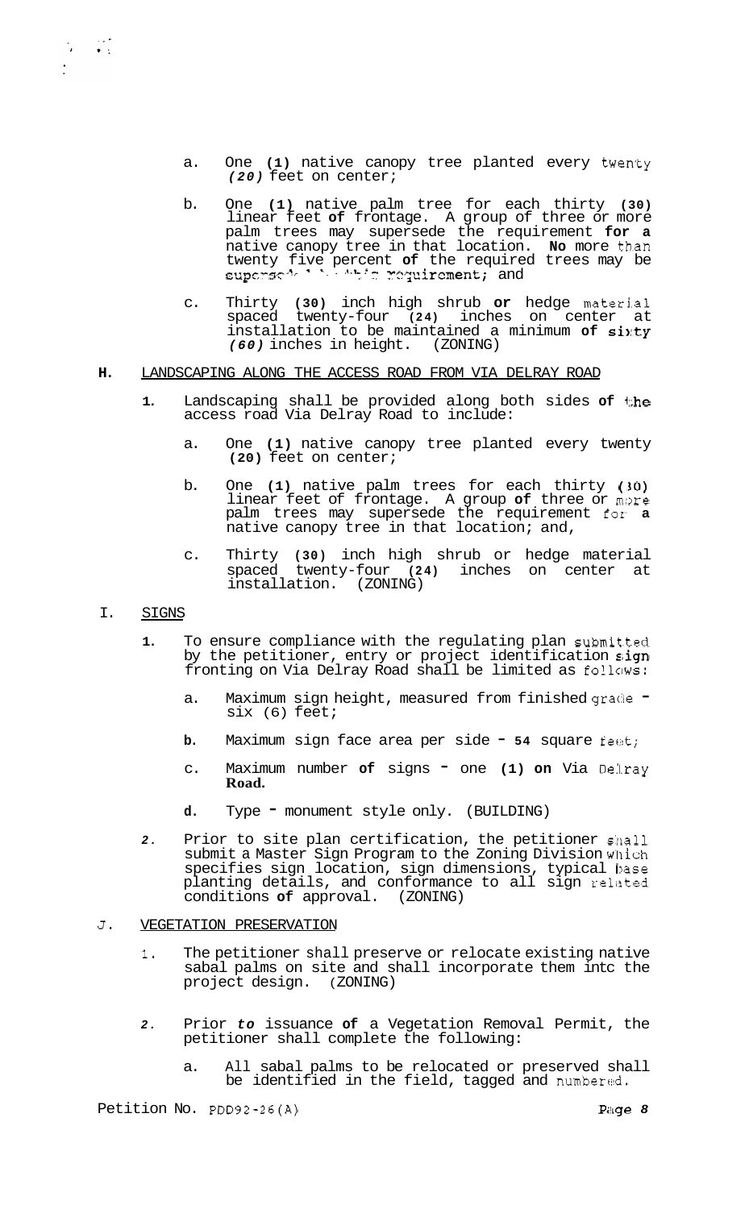a. One **(1)** native canopy tree planted every twenty *(20)* feet on center;

b. One **(1)** native palm tree for each thirty **(30)** linear feet **of** frontage. A group of three or more palm trees may supersede the requirement **for a** native canopy tree in that location. **No** more than twenty five percent **of** the required trees may be superseded by this requirement; and

c. Thirty **(30)** inch high shrub **or** hedge material spaced twenty-four **(24)** inches on center at installation to be maintained a minimum **of sixty** *(60)* inches in height. (ZONING)

**H.** LANDSCAPING ALONG THE ACCESS ROAD FROM VIA DELRAY ROAD

**1.** Landscaping shall be provided along both sides **of the** access road Via Delray Road to include:

a. One **(1)** native canopy tree planted every twenty **(20)** feet on center;

b. One **(1)** native palm trees for each thirty **(30)** linear feet of frontage. A group **of** three or more palm trees may supersede the requirement for **a** native canopy tree in that location; and,

c. Thirty **(30)** inch high shrub or hedge material spaced twenty-four **(24)** inches on center at installation. (ZONING)

I. SIGNS

**1.** To ensure compliance with the regulating plan submitted by the petitioner, entry or project identification sign fronting on Via Delray Road shall be limited as follows:

a. Maximum sign height, measured from finished grade - six (6) feet;

**b.** Maximum sign face area per side - **54** square feet;

c. Maximum number **of** signs - one **(1) on** Via Delray **Road.**

**d.** Type - monument style only. (BUILDING)

*2.* Prior to site plan certification, the petitioner shall submit a Master Sign Program to the Zoning Division which specifies sign location, sign dimensions, typical base planting details, and conformance to all sign related conditions **of** approval. (ZONING)

J. VEGETATION PRESERVATION

1. The petitioner shall preserve or relocate existing native sabal palms on site and shall incorporate them intc the project design. (ZONING)

*2.* Prior *to* issuance **of** a Vegetation Removal Permit, the petitioner shall complete the following:

a. All sabal palms to be relocated or preserved shall be identified in the field, tagged and numbered.

Petition No. PDD92-26(A)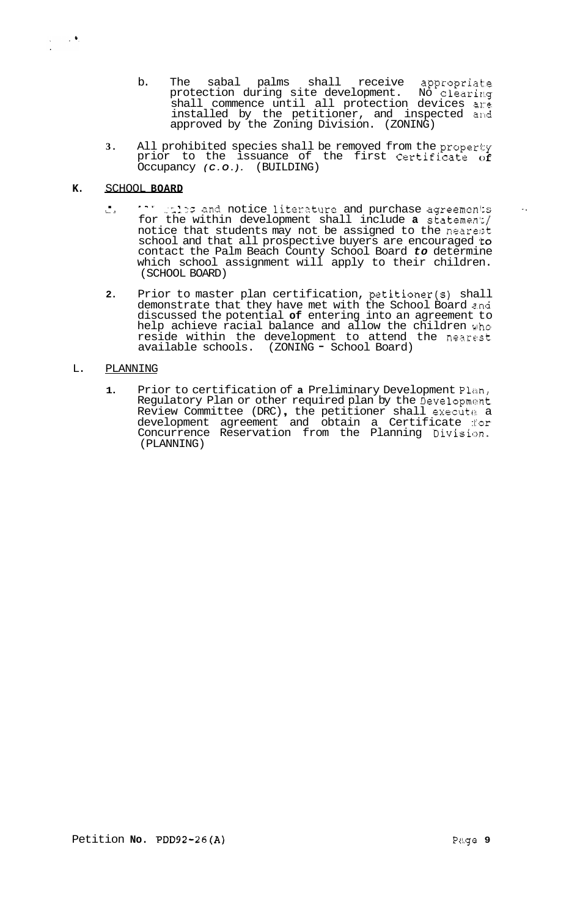b. The sabal palms shall receive appropriate protection during site development. No clearing shall commence until all protection devices are installed by the petitioner, and inspected and approved by the Zoning Division. (ZONING)

3. All prohibited species shall be removed from the property prior to the issuance of the first Certificate of Occupancy *(C.O.)*. (BUILDING)

**K.** SCHOOL **BOARD**

1. All sales and notice literature and purchase agreements for the within development shall include **a** statement/ notice that students may not be assigned to the nearest school and that all prospective buyers are encouraged to contact the Palm Beach County School Board ***to*** determine which school assignment will apply to their children. (SCHOOL BOARD)

2. Prior to master plan certification, petitioner(s) shall demonstrate that they have met with the School Board and discussed the potential **of** entering into an agreement to help achieve racial balance and allow the children who reside within the development to attend the nearest available schools. (ZONING - School Board)

L. PLANNING

1. Prior to certification of **a** Preliminary Development Plan, Regulatory Plan or other required plan by the Development Review Committee (DRC), the petitioner shall execute a development agreement and obtain a Certificate for Concurrence Reservation from the Planning Division. (PLANNING)

Petition **No.** PDD92-26(A)